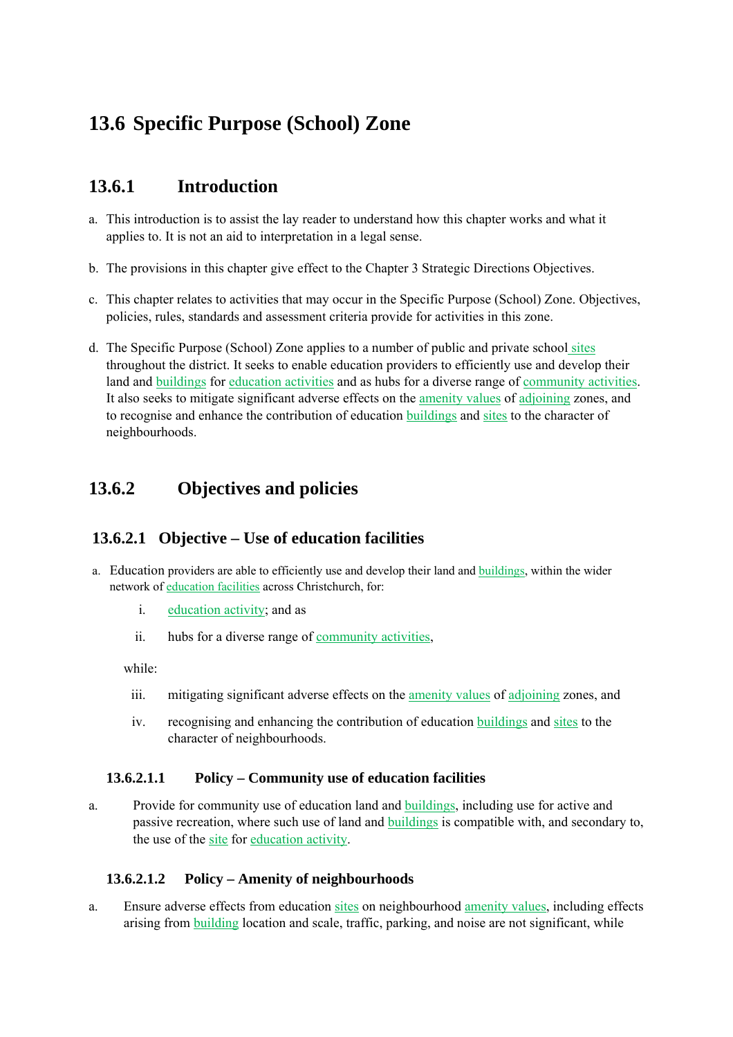# 13.6 Specific Purpose (School) Zone

## 13.6.1 Introduction

a. This introduction is to assist the lay reader to understand how this chapter works and what it applies to. It is not an aid to interpretation in a legal sense.

b. The provisions in this chapter give effect to the Chapter 3 Strategic Directions Objectives.

c. This chapter relates to activities that may occur in the Specific Purpose (School) Zone. Objectives, policies, rules, standards and assessment criteria provide for activities in this zone.

d. The Specific Purpose (School) Zone applies to a number of public and private school sites throughout the district. It seeks to enable education providers to efficiently use and develop their land and buildings for education activities and as hubs for a diverse range of community activities. It also seeks to mitigate significant adverse effects on the amenity values of adjoining zones, and to recognise and enhance the contribution of education buildings and sites to the character of neighbourhoods.

## 13.6.2 Objectives and policies

### 13.6.2.1 Objective – Use of education facilities

a. Education providers are able to efficiently use and develop their land and buildings, within the wider network of education facilities across Christchurch, for:

   i. education activity; and as

   ii. hubs for a diverse range of community activities,

   while:

   iii. mitigating significant adverse effects on the amenity values of adjoining zones, and

   iv. recognising and enhancing the contribution of education buildings and sites to the character of neighbourhoods.

#### 13.6.2.1.1 Policy – Community use of education facilities

a. Provide for community use of education land and buildings, including use for active and passive recreation, where such use of land and buildings is compatible with, and secondary to, the use of the site for education activity.

#### 13.6.2.1.2 Policy – Amenity of neighbourhoods

a. Ensure adverse effects from education sites on neighbourhood amenity values, including effects arising from building location and scale, traffic, parking, and noise are not significant, while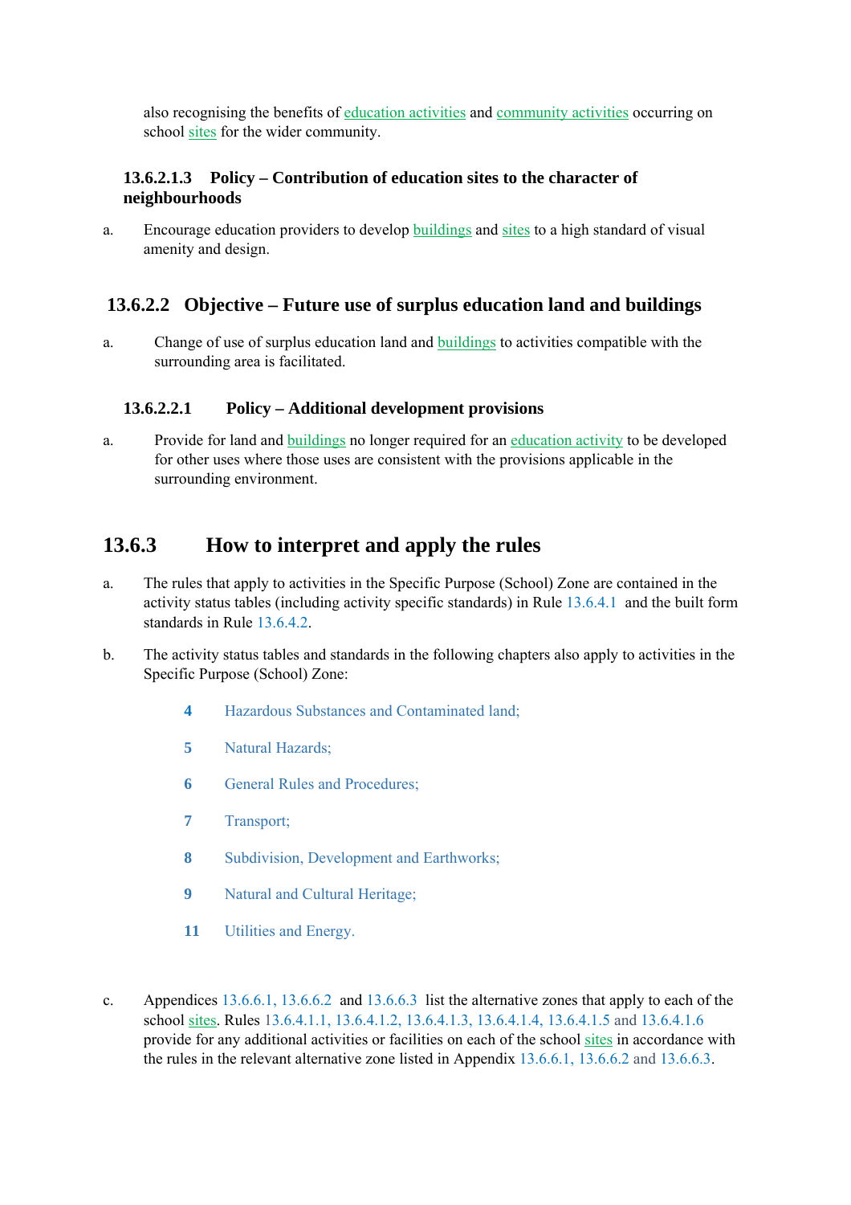also recognising the benefits of education activities and community activities occurring on school sites for the wider community.

#### 13.6.2.1.3 Policy – Contribution of education sites to the character of neighbourhoods

a. Encourage education providers to develop buildings and sites to a high standard of visual amenity and design.

### 13.6.2.2 Objective – Future use of surplus education land and buildings

a. Change of use of surplus education land and buildings to activities compatible with the surrounding area is facilitated.

#### 13.6.2.2.1 Policy – Additional development provisions

a. Provide for land and buildings no longer required for an education activity to be developed for other uses where those uses are consistent with the provisions applicable in the surrounding environment.

## 13.6.3 How to interpret and apply the rules

a. The rules that apply to activities in the Specific Purpose (School) Zone are contained in the activity status tables (including activity specific standards) in Rule 13.6.4.1 and the built form standards in Rule 13.6.4.2.

b. The activity status tables and standards in the following chapters also apply to activities in the Specific Purpose (School) Zone:

- **4** Hazardous Substances and Contaminated land;
- **5** Natural Hazards;
- **6** General Rules and Procedures;
- **7** Transport;
- **8** Subdivision, Development and Earthworks;
- **9** Natural and Cultural Heritage;
- **11** Utilities and Energy.

c. Appendices 13.6.6.1, 13.6.6.2 and 13.6.6.3 list the alternative zones that apply to each of the school sites. Rules 13.6.4.1.1, 13.6.4.1.2, 13.6.4.1.3, 13.6.4.1.4, 13.6.4.1.5 and 13.6.4.1.6 provide for any additional activities or facilities on each of the school sites in accordance with the rules in the relevant alternative zone listed in Appendix 13.6.6.1, 13.6.6.2 and 13.6.6.3.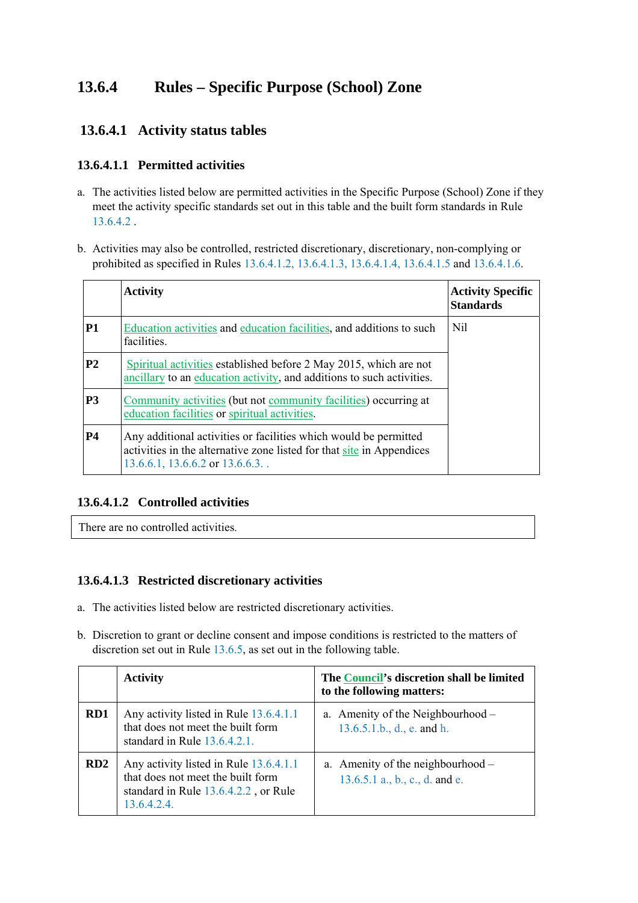# 13.6.4 Rules – Specific Purpose (School) Zone

## 13.6.4.1 Activity status tables

### 13.6.4.1.1 Permitted activities

a. The activities listed below are permitted activities in the Specific Purpose (School) Zone if they meet the activity specific standards set out in this table and the built form standards in Rule 13.6.4.2 .

b. Activities may also be controlled, restricted discretionary, discretionary, non-complying or prohibited as specified in Rules 13.6.4.1.2, 13.6.4.1.3, 13.6.4.1.4, 13.6.4.1.5 and 13.6.4.1.6.

| | Activity | Activity Specific Standards |
|---|---|---|
| P1 | Education activities and education facilities, and additions to such facilities. | Nil |
| P2 | Spiritual activities established before 2 May 2015, which are not ancillary to an education activity, and additions to such activities. | |
| P3 | Community activities (but not community facilities) occurring at education facilities or spiritual activities. | |
| P4 | Any additional activities or facilities which would be permitted activities in the alternative zone listed for that site in Appendices 13.6.6.1, 13.6.6.2 or 13.6.6.3. . | |

### 13.6.4.1.2 Controlled activities

| There are no controlled activities. |
|---|

### 13.6.4.1.3 Restricted discretionary activities

a. The activities listed below are restricted discretionary activities.

b. Discretion to grant or decline consent and impose conditions is restricted to the matters of discretion set out in Rule 13.6.5, as set out in the following table.

| | Activity | The Council's discretion shall be limited to the following matters: |
|---|---|---|
| RD1 | Any activity listed in Rule 13.6.4.1.1 that does not meet the built form standard in Rule 13.6.4.2.1. | a. Amenity of the Neighbourhood – 13.6.5.1.b., d., e. and h. |
| RD2 | Any activity listed in Rule 13.6.4.1.1 that does not meet the built form standard in Rule 13.6.4.2.2 , or Rule 13.6.4.2.4. | a. Amenity of the neighbourhood – 13.6.5.1 a., b., c., d. and e. |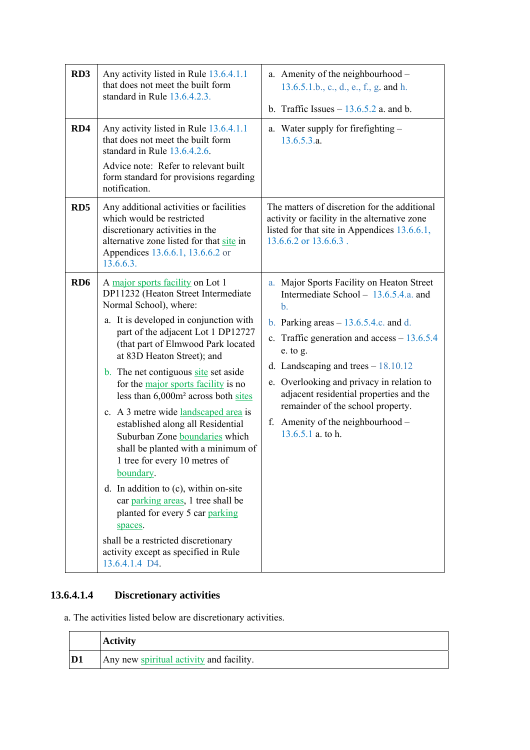| | | |
|---|---|---|
| **RD3** | Any activity listed in Rule 13.6.4.1.1 that does not meet the built form standard in Rule 13.6.4.2.3. | a. Amenity of the neighbourhood – 13.6.5.1.b., c., d., e., f., g. and h.<br><br>b. Traffic Issues – 13.6.5.2 a. and b. |
| **RD4** | Any activity listed in Rule 13.6.4.1.1 that does not meet the built form standard in Rule 13.6.4.2.6.<br><br>Advice note: Refer to relevant built form standard for provisions regarding notification. | a. Water supply for firefighting – 13.6.5.3.a. |
| **RD5** | Any additional activities or facilities which would be restricted discretionary activities in the alternative zone listed for that site in Appendices 13.6.6.1, 13.6.6.2 or 13.6.6.3. | The matters of discretion for the additional activity or facility in the alternative zone listed for that site in Appendices 13.6.6.1, 13.6.6.2 or 13.6.6.3 . |
| **RD6** | A major sports facility on Lot 1 DP11232 (Heaton Street Intermediate Normal School), where:<br><br>a. It is developed in conjunction with part of the adjacent Lot 1 DP12727 (that part of Elmwood Park located at 83D Heaton Street); and<br><br>b. The net contiguous site set aside for the major sports facility is no less than 6,000m² across both sites<br><br>c. A 3 metre wide landscaped area is established along all Residential Suburban Zone boundaries which shall be planted with a minimum of 1 tree for every 10 metres of boundary.<br><br>d. In addition to (c), within on-site car parking areas, 1 tree shall be planted for every 5 car parking spaces.<br><br>shall be a restricted discretionary activity except as specified in Rule 13.6.4.1.4 D4. | a. Major Sports Facility on Heaton Street Intermediate School – 13.6.5.4.a. and b.<br><br>b. Parking areas – 13.6.5.4.c. and d.<br><br>c. Traffic generation and access – 13.6.5.4 e. to g.<br><br>d. Landscaping and trees – 18.10.12<br><br>e. Overlooking and privacy in relation to adjacent residential properties and the remainder of the school property.<br><br>f. Amenity of the neighbourhood – 13.6.5.1 a. to h. |

### 13.6.4.1.4 Discretionary activities

a. The activities listed below are discretionary activities.

| | **Activity** |
|---|---|
| **D1** | Any new spiritual activity and facility. |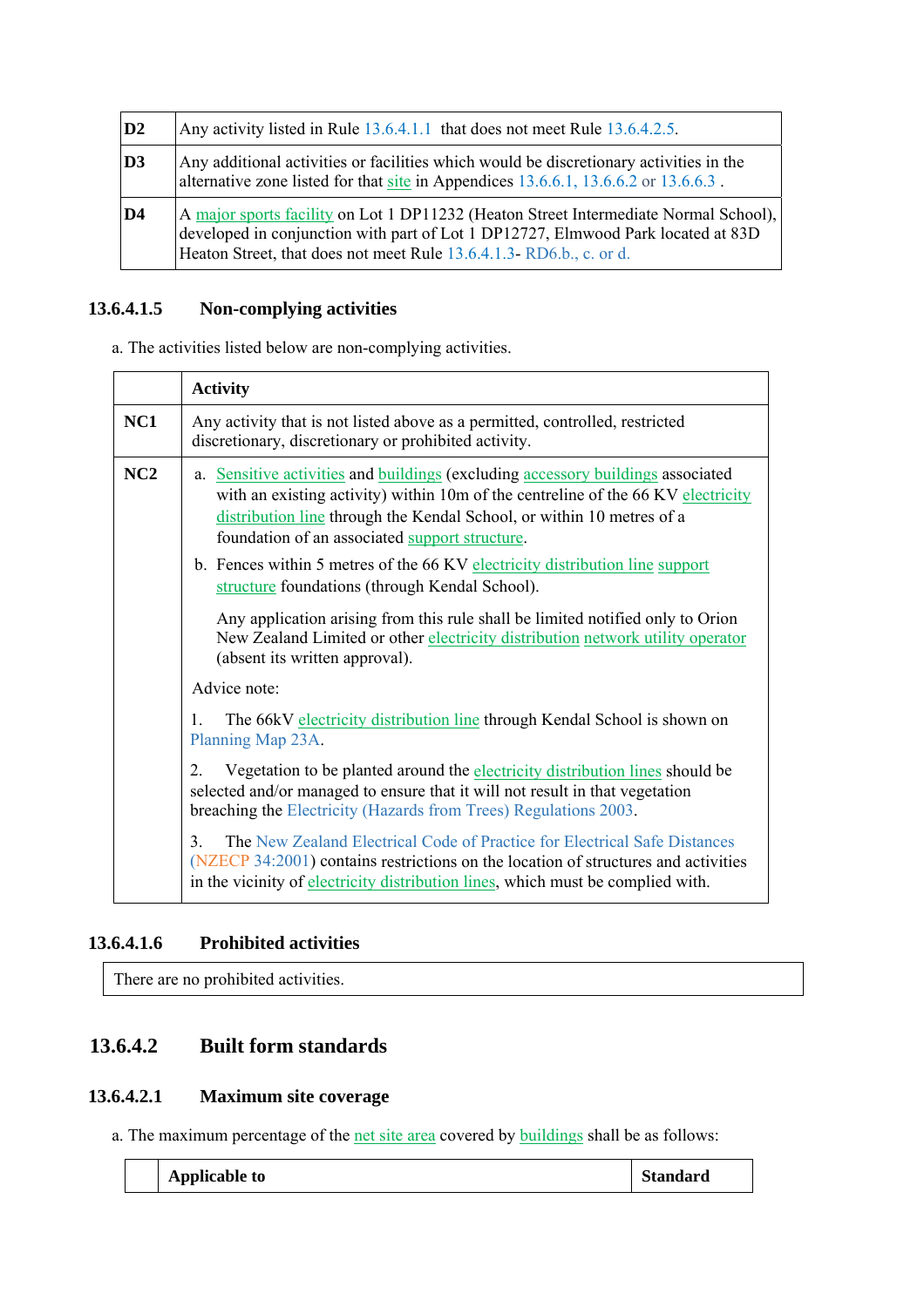| | |
|---|---|
| **D2** | Any activity listed in Rule 13.6.4.1.1 that does not meet Rule 13.6.4.2.5. |
| **D3** | Any additional activities or facilities which would be discretionary activities in the alternative zone listed for that site in Appendices 13.6.6.1, 13.6.6.2 or 13.6.6.3 . |
| **D4** | A major sports facility on Lot 1 DP11232 (Heaton Street Intermediate Normal School), developed in conjunction with part of Lot 1 DP12727, Elmwood Park located at 83D Heaton Street, that does not meet Rule 13.6.4.1.3- RD6.b., c. or d. |

### 13.6.4.1.5 Non-complying activities

a. The activities listed below are non-complying activities.

| | **Activity** |
|---|---|
| **NC1** | Any activity that is not listed above as a permitted, controlled, restricted discretionary, discretionary or prohibited activity. |
| **NC2** | a. Sensitive activities and buildings (excluding accessory buildings associated with an existing activity) within 10m of the centreline of the 66 KV electricity distribution line through the Kendal School, or within 10 metres of a foundation of an associated support structure.<br>b. Fences within 5 metres of the 66 KV electricity distribution line support structure foundations (through Kendal School).<br><br>Any application arising from this rule shall be limited notified only to Orion New Zealand Limited or other electricity distribution network utility operator (absent its written approval).<br><br>Advice note:<br><br>1. The 66kV electricity distribution line through Kendal School is shown on Planning Map 23A.<br><br>2. Vegetation to be planted around the electricity distribution lines should be selected and/or managed to ensure that it will not result in that vegetation breaching the Electricity (Hazards from Trees) Regulations 2003.<br><br>3. The New Zealand Electrical Code of Practice for Electrical Safe Distances (NZECP 34:2001) contains restrictions on the location of structures and activities in the vicinity of electricity distribution lines, which must be complied with. |

### 13.6.4.1.6 Prohibited activities

There are no prohibited activities.

## 13.6.4.2 Built form standards

### 13.6.4.2.1 Maximum site coverage

a. The maximum percentage of the net site area covered by buildings shall be as follows:

| | **Applicable to** | **Standard** |
|---|---|---|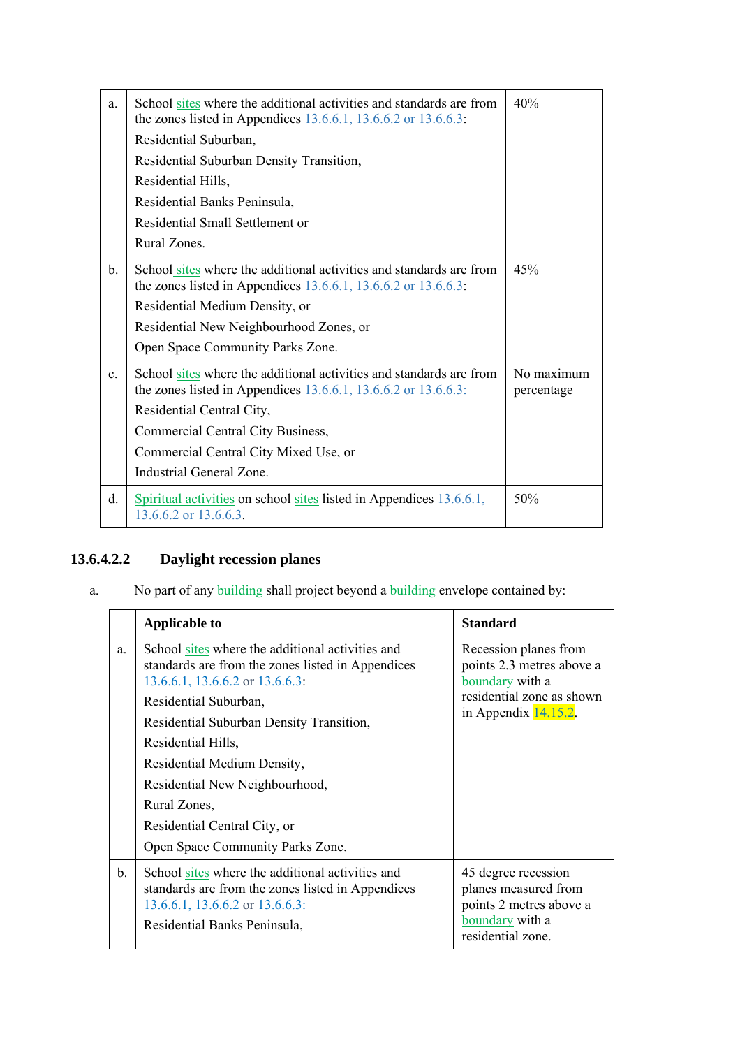| | | |
|---|---|---|
| a. | School sites where the additional activities and standards are from the zones listed in Appendices 13.6.6.1, 13.6.6.2 or 13.6.6.3:<br>Residential Suburban,<br>Residential Suburban Density Transition,<br>Residential Hills,<br>Residential Banks Peninsula,<br>Residential Small Settlement or<br>Rural Zones. | 40% |
| b. | School sites where the additional activities and standards are from the zones listed in Appendices 13.6.6.1, 13.6.6.2 or 13.6.6.3:<br>Residential Medium Density, or<br>Residential New Neighbourhood Zones, or<br>Open Space Community Parks Zone. | 45% |
| c. | School sites where the additional activities and standards are from the zones listed in Appendices 13.6.6.1, 13.6.6.2 or 13.6.6.3:<br>Residential Central City,<br>Commercial Central City Business,<br>Commercial Central City Mixed Use, or<br>Industrial General Zone. | No maximum percentage |
| d. | Spiritual activities on school sites listed in Appendices 13.6.6.1, 13.6.6.2 or 13.6.6.3. | 50% |

### 13.6.4.2.2 Daylight recession planes

a. No part of any building shall project beyond a building envelope contained by:

| | Applicable to | Standard |
|---|---|---|
| a. | School sites where the additional activities and standards are from the zones listed in Appendices 13.6.6.1, 13.6.6.2 or 13.6.6.3:<br>Residential Suburban,<br>Residential Suburban Density Transition,<br>Residential Hills,<br>Residential Medium Density,<br>Residential New Neighbourhood,<br>Rural Zones,<br>Residential Central City, or<br>Open Space Community Parks Zone. | Recession planes from points 2.3 metres above a boundary with a residential zone as shown in Appendix 14.15.2. |
| b. | School sites where the additional activities and standards are from the zones listed in Appendices 13.6.6.1, 13.6.6.2 or 13.6.6.3:<br>Residential Banks Peninsula, | 45 degree recession planes measured from points 2 metres above a boundary with a residential zone. |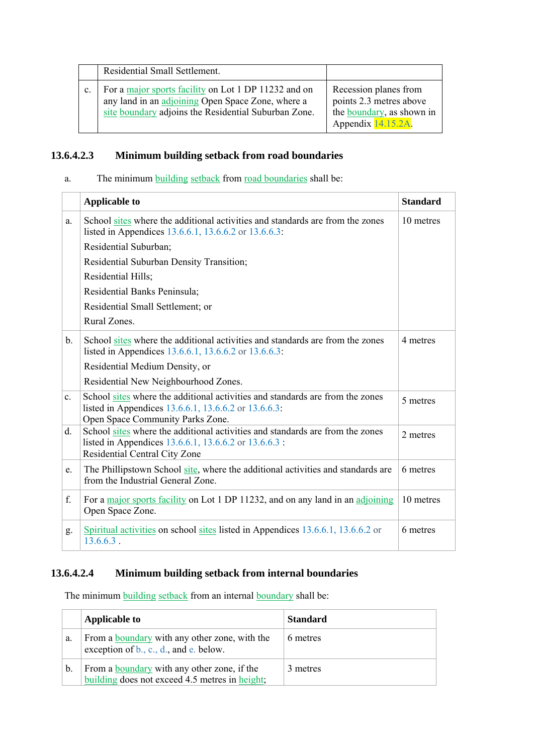| | | |
|---|---|---|
| | Residential Small Settlement. | |
| c. | For a major sports facility on Lot 1 DP 11232 and on any land in an adjoining Open Space Zone, where a site boundary adjoins the Residential Suburban Zone. | Recession planes from points 2.3 metres above the boundary, as shown in Appendix 14.15.2A. |

### 13.6.4.2.3 Minimum building setback from road boundaries

a. The minimum building setback from road boundaries shall be:

| | Applicable to | Standard |
|---|---|---|
| a. | School sites where the additional activities and standards are from the zones listed in Appendices 13.6.6.1, 13.6.6.2 or 13.6.6.3:<br>Residential Suburban;<br>Residential Suburban Density Transition;<br>Residential Hills;<br>Residential Banks Peninsula;<br>Residential Small Settlement; or<br>Rural Zones. | 10 metres |
| b. | School sites where the additional activities and standards are from the zones listed in Appendices 13.6.6.1, 13.6.6.2 or 13.6.6.3:<br>Residential Medium Density, or<br>Residential New Neighbourhood Zones. | 4 metres |
| c. | School sites where the additional activities and standards are from the zones listed in Appendices 13.6.6.1, 13.6.6.2 or 13.6.6.3:<br>Open Space Community Parks Zone. | 5 metres |
| d. | School sites where the additional activities and standards are from the zones listed in Appendices 13.6.6.1, 13.6.6.2 or 13.6.6.3 :<br>Residential Central City Zone | 2 metres |
| e. | The Phillipstown School site, where the additional activities and standards are from the Industrial General Zone. | 6 metres |
| f. | For a major sports facility on Lot 1 DP 11232, and on any land in an adjoining Open Space Zone. | 10 metres |
| g. | Spiritual activities on school sites listed in Appendices 13.6.6.1, 13.6.6.2 or 13.6.6.3 . | 6 metres |

### 13.6.4.2.4 Minimum building setback from internal boundaries

The minimum building setback from an internal boundary shall be:

| | Applicable to | Standard |
|---|---|---|
| a. | From a boundary with any other zone, with the exception of b., c., d., and e. below. | 6 metres |
| b. | From a boundary with any other zone, if the building does not exceed 4.5 metres in height; | 3 metres |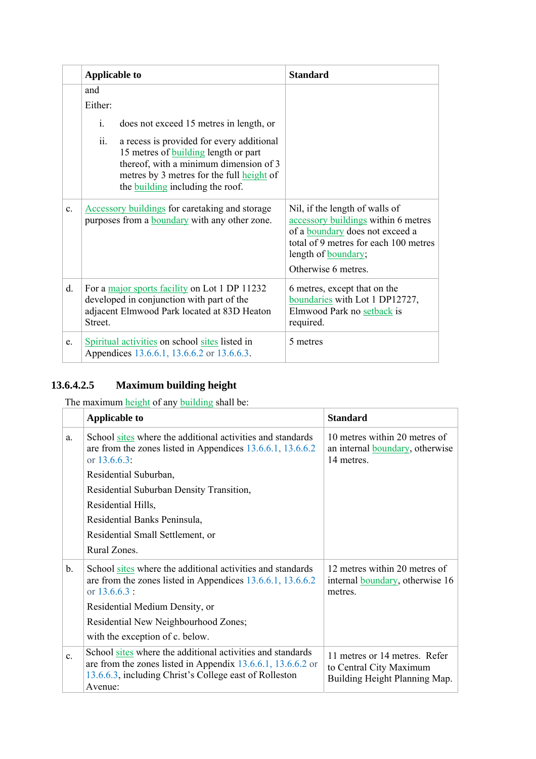| | Applicable to | Standard |
|---|---|---|
| | and<br><br>Either:<br><br>i. does not exceed 15 metres in length, or<br><br>ii. a recess is provided for every additional 15 metres of building length or part thereof, with a minimum dimension of 3 metres by 3 metres for the full height of the building including the roof. | |
| c. | Accessory buildings for caretaking and storage purposes from a boundary with any other zone. | Nil, if the length of walls of accessory buildings within 6 metres of a boundary does not exceed a total of 9 metres for each 100 metres length of boundary;<br><br>Otherwise 6 metres. |
| d. | For a major sports facility on Lot 1 DP 11232 developed in conjunction with part of the adjacent Elmwood Park located at 83D Heaton Street. | 6 metres, except that on the boundaries with Lot 1 DP12727, Elmwood Park no setback is required. |
| e. | Spiritual activities on school sites listed in Appendices 13.6.6.1, 13.6.6.2 or 13.6.6.3. | 5 metres |

### 13.6.4.2.5 Maximum building height

The maximum height of any building shall be:

| | Applicable to | Standard |
|---|---|---|
| a. | School sites where the additional activities and standards are from the zones listed in Appendices 13.6.6.1, 13.6.6.2 or 13.6.6.3:<br><br>Residential Suburban,<br><br>Residential Suburban Density Transition,<br><br>Residential Hills,<br><br>Residential Banks Peninsula,<br><br>Residential Small Settlement, or<br><br>Rural Zones. | 10 metres within 20 metres of an internal boundary, otherwise 14 metres. |
| b. | School sites where the additional activities and standards are from the zones listed in Appendices 13.6.6.1, 13.6.6.2 or 13.6.6.3 :<br><br>Residential Medium Density, or<br><br>Residential New Neighbourhood Zones;<br><br>with the exception of c. below. | 12 metres within 20 metres of internal boundary, otherwise 16 metres. |
| c. | School sites where the additional activities and standards are from the zones listed in Appendix 13.6.6.1, 13.6.6.2 or 13.6.6.3, including Christ's College east of Rolleston Avenue: | 11 metres or 14 metres. Refer to Central City Maximum Building Height Planning Map. |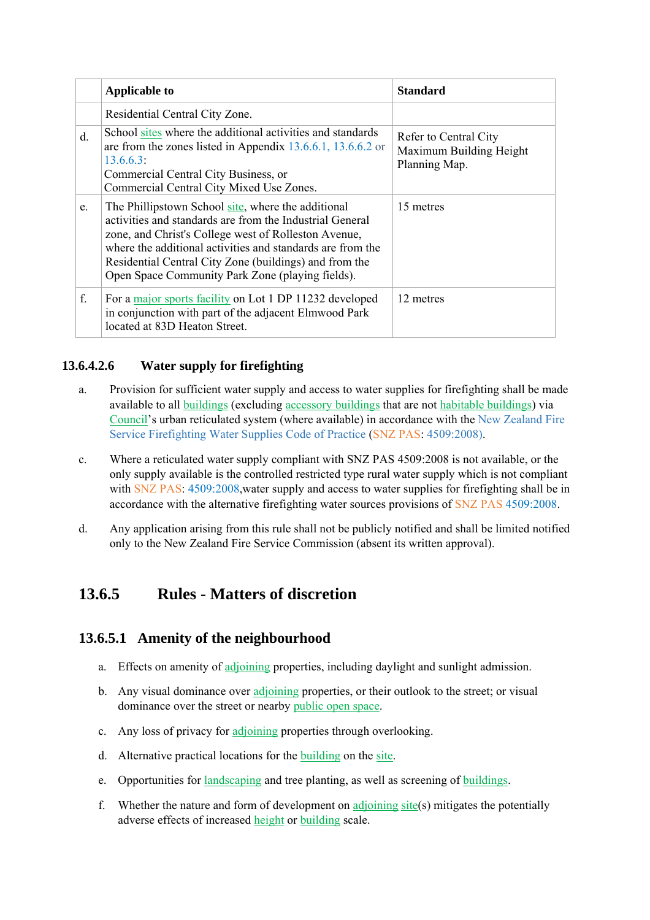| | Applicable to | Standard |
|---|---|---|
| | Residential Central City Zone. | |
| d. | School sites where the additional activities and standards are from the zones listed in Appendix 13.6.6.1, 13.6.6.2 or 13.6.6.3:<br>Commercial Central City Business, or<br>Commercial Central City Mixed Use Zones. | Refer to Central City Maximum Building Height Planning Map. |
| e. | The Phillipstown School site, where the additional activities and standards are from the Industrial General zone, and Christ's College west of Rolleston Avenue, where the additional activities and standards are from the Residential Central City Zone (buildings) and from the Open Space Community Park Zone (playing fields). | 15 metres |
| f. | For a major sports facility on Lot 1 DP 11232 developed in conjunction with part of the adjacent Elmwood Park located at 83D Heaton Street. | 12 metres |

### 13.6.4.2.6 Water supply for firefighting

a. Provision for sufficient water supply and access to water supplies for firefighting shall be made available to all buildings (excluding accessory buildings that are not habitable buildings) via Council's urban reticulated system (where available) in accordance with the New Zealand Fire Service Firefighting Water Supplies Code of Practice (SNZ PAS: 4509:2008).

c. Where a reticulated water supply compliant with SNZ PAS 4509:2008 is not available, or the only supply available is the controlled restricted type rural water supply which is not compliant with SNZ PAS: 4509:2008,water supply and access to water supplies for firefighting shall be in accordance with the alternative firefighting water sources provisions of SNZ PAS 4509:2008.

d. Any application arising from this rule shall not be publicly notified and shall be limited notified only to the New Zealand Fire Service Commission (absent its written approval).

## 13.6.5 Rules - Matters of discretion

### 13.6.5.1 Amenity of the neighbourhood

a. Effects on amenity of adjoining properties, including daylight and sunlight admission.

b. Any visual dominance over adjoining properties, or their outlook to the street; or visual dominance over the street or nearby public open space.

c. Any loss of privacy for adjoining properties through overlooking.

d. Alternative practical locations for the building on the site.

e. Opportunities for landscaping and tree planting, as well as screening of buildings.

f. Whether the nature and form of development on adjoining site(s) mitigates the potentially adverse effects of increased height or building scale.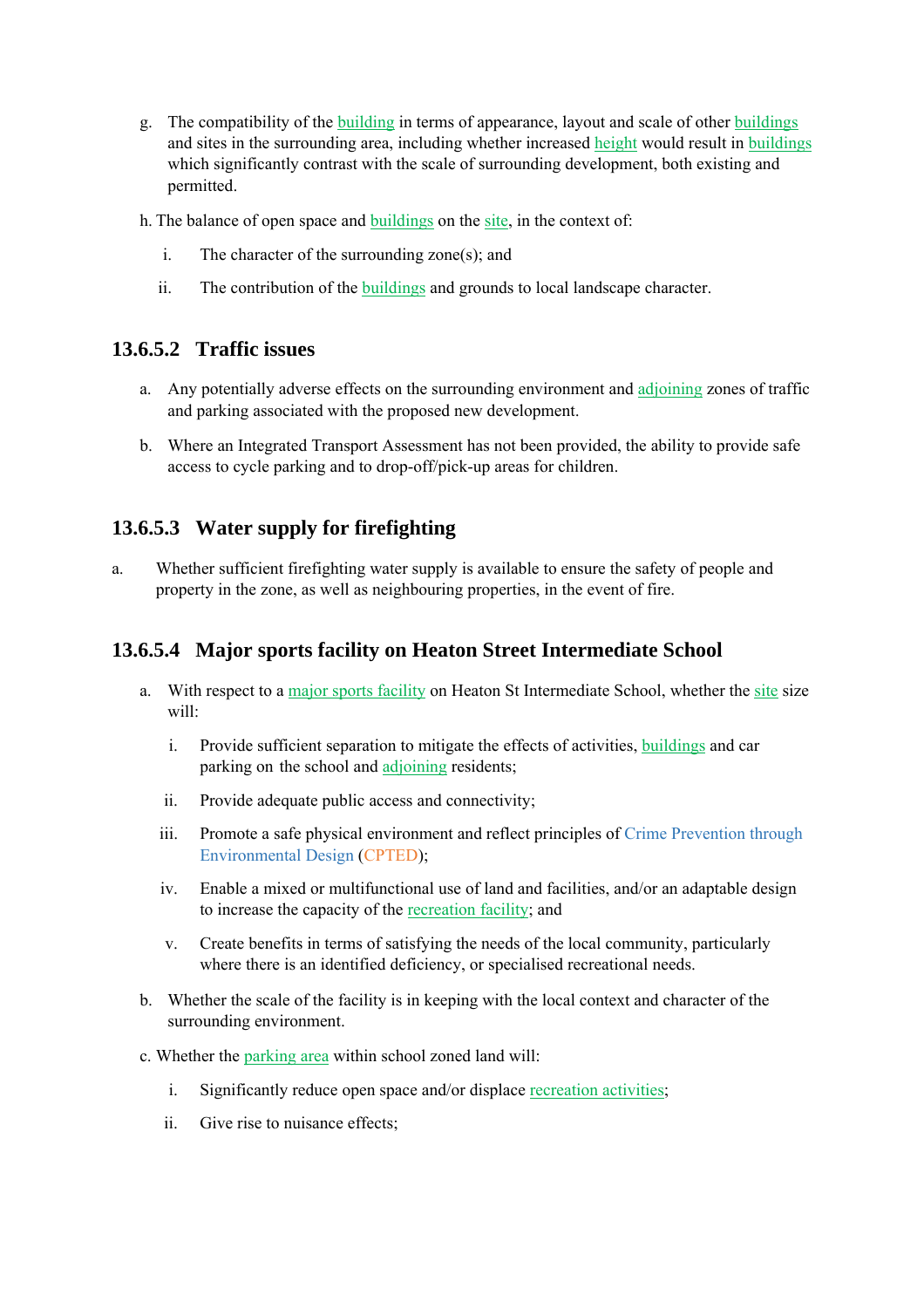g. The compatibility of the building in terms of appearance, layout and scale of other buildings and sites in the surrounding area, including whether increased height would result in buildings which significantly contrast with the scale of surrounding development, both existing and permitted.

h. The balance of open space and buildings on the site, in the context of:

   i. The character of the surrounding zone(s); and

   ii. The contribution of the buildings and grounds to local landscape character.

### 13.6.5.2 Traffic issues

a. Any potentially adverse effects on the surrounding environment and adjoining zones of traffic and parking associated with the proposed new development.

b. Where an Integrated Transport Assessment has not been provided, the ability to provide safe access to cycle parking and to drop-off/pick-up areas for children.

### 13.6.5.3 Water supply for firefighting

a. Whether sufficient firefighting water supply is available to ensure the safety of people and property in the zone, as well as neighbouring properties, in the event of fire.

### 13.6.5.4 Major sports facility on Heaton Street Intermediate School

a. With respect to a major sports facility on Heaton St Intermediate School, whether the site size will:

   i. Provide sufficient separation to mitigate the effects of activities, buildings and car parking on the school and adjoining residents;

   ii. Provide adequate public access and connectivity;

   iii. Promote a safe physical environment and reflect principles of Crime Prevention through Environmental Design (CPTED);

   iv. Enable a mixed or multifunctional use of land and facilities, and/or an adaptable design to increase the capacity of the recreation facility; and

   v. Create benefits in terms of satisfying the needs of the local community, particularly where there is an identified deficiency, or specialised recreational needs.

b. Whether the scale of the facility is in keeping with the local context and character of the surrounding environment.

c. Whether the parking area within school zoned land will:

   i. Significantly reduce open space and/or displace recreation activities;

   ii. Give rise to nuisance effects;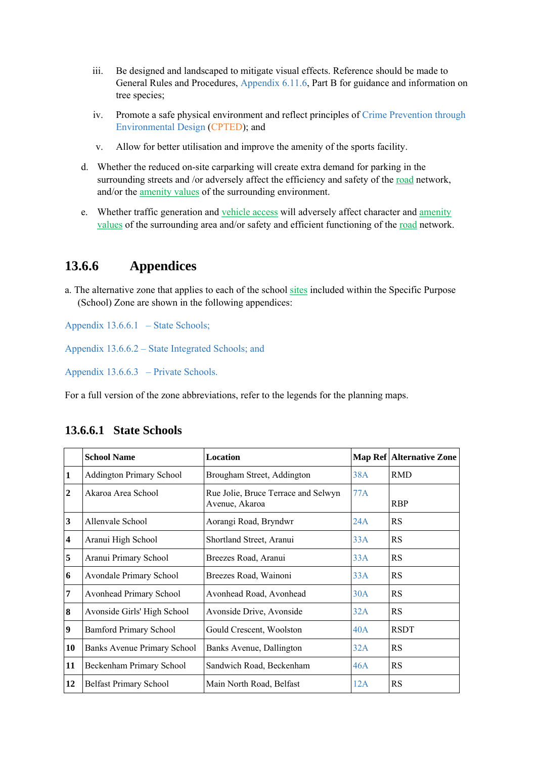iii. Be designed and landscaped to mitigate visual effects. Reference should be made to General Rules and Procedures, Appendix 6.11.6, Part B for guidance and information on tree species;

iv. Promote a safe physical environment and reflect principles of Crime Prevention through Environmental Design (CPTED); and

v. Allow for better utilisation and improve the amenity of the sports facility.

d. Whether the reduced on-site carparking will create extra demand for parking in the surrounding streets and /or adversely affect the efficiency and safety of the road network, and/or the amenity values of the surrounding environment.

e. Whether traffic generation and vehicle access will adversely affect character and amenity values of the surrounding area and/or safety and efficient functioning of the road network.

## 13.6.6 Appendices

a. The alternative zone that applies to each of the school sites included within the Specific Purpose (School) Zone are shown in the following appendices:

Appendix 13.6.6.1 – State Schools;

Appendix 13.6.6.2 – State Integrated Schools; and

Appendix 13.6.6.3 – Private Schools.

For a full version of the zone abbreviations, refer to the legends for the planning maps.

### 13.6.6.1 State Schools

| | School Name | Location | Map Ref | Alternative Zone |
|---|---|---|---|---|
| 1 | Addington Primary School | Brougham Street, Addington | 38A | RMD |
| 2 | Akaroa Area School | Rue Jolie, Bruce Terrace and Selwyn Avenue, Akaroa | 77A | RBP |
| 3 | Allenvale School | Aorangi Road, Bryndwr | 24A | RS |
| 4 | Aranui High School | Shortland Street, Aranui | 33A | RS |
| 5 | Aranui Primary School | Breezes Road, Aranui | 33A | RS |
| 6 | Avondale Primary School | Breezes Road, Wainoni | 33A | RS |
| 7 | Avonhead Primary School | Avonhead Road, Avonhead | 30A | RS |
| 8 | Avonside Girls' High School | Avonside Drive, Avonside | 32A | RS |
| 9 | Bamford Primary School | Gould Crescent, Woolston | 40A | RSDT |
| 10 | Banks Avenue Primary School | Banks Avenue, Dallington | 32A | RS |
| 11 | Beckenham Primary School | Sandwich Road, Beckenham | 46A | RS |
| 12 | Belfast Primary School | Main North Road, Belfast | 12A | RS |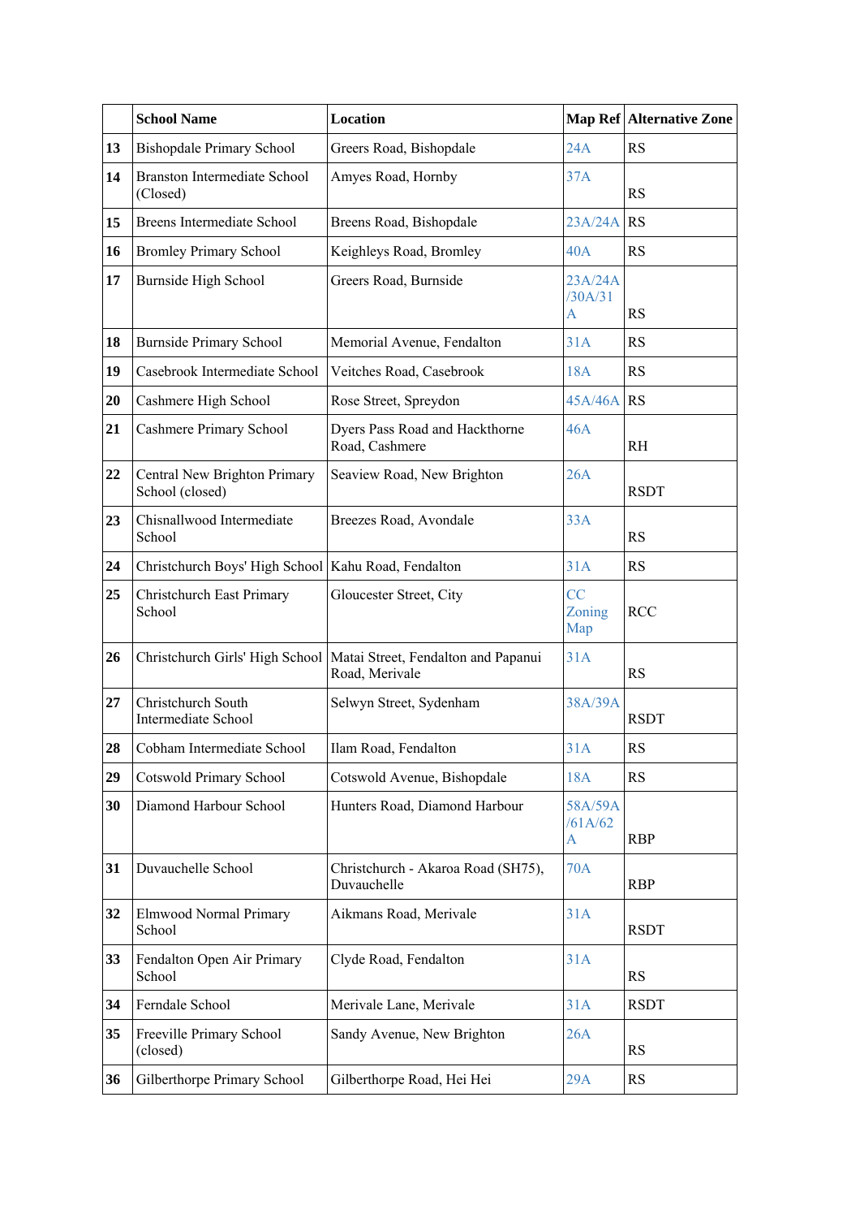| | School Name | Location | Map Ref | Alternative Zone |
|---|---|---|---|---|
| 13 | Bishopdale Primary School | Greers Road, Bishopdale | 24A | RS |
| 14 | Branston Intermediate School (Closed) | Amyes Road, Hornby | 37A | RS |
| 15 | Breens Intermediate School | Breens Road, Bishopdale | 23A/24A | RS |
| 16 | Bromley Primary School | Keighleys Road, Bromley | 40A | RS |
| 17 | Burnside High School | Greers Road, Burnside | 23A/24A/30A/31A | RS |
| 18 | Burnside Primary School | Memorial Avenue, Fendalton | 31A | RS |
| 19 | Casebrook Intermediate School | Veitches Road, Casebrook | 18A | RS |
| 20 | Cashmere High School | Rose Street, Spreydon | 45A/46A | RS |
| 21 | Cashmere Primary School | Dyers Pass Road and Hackthorne Road, Cashmere | 46A | RH |
| 22 | Central New Brighton Primary School (closed) | Seaview Road, New Brighton | 26A | RSDT |
| 23 | Chisnallwood Intermediate School | Breezes Road, Avondale | 33A | RS |
| 24 | Christchurch Boys' High School | Kahu Road, Fendalton | 31A | RS |
| 25 | Christchurch East Primary School | Gloucester Street, City | CC Zoning Map | RCC |
| 26 | Christchurch Girls' High School | Matai Street, Fendalton and Papanui Road, Merivale | 31A | RS |
| 27 | Christchurch South Intermediate School | Selwyn Street, Sydenham | 38A/39A | RSDT |
| 28 | Cobham Intermediate School | Ilam Road, Fendalton | 31A | RS |
| 29 | Cotswold Primary School | Cotswold Avenue, Bishopdale | 18A | RS |
| 30 | Diamond Harbour School | Hunters Road, Diamond Harbour | 58A/59A/61A/62A | RBP |
| 31 | Duvauchelle School | Christchurch - Akaroa Road (SH75), Duvauchelle | 70A | RBP |
| 32 | Elmwood Normal Primary School | Aikmans Road, Merivale | 31A | RSDT |
| 33 | Fendalton Open Air Primary School | Clyde Road, Fendalton | 31A | RS |
| 34 | Ferndale School | Merivale Lane, Merivale | 31A | RSDT |
| 35 | Freeville Primary School (closed) | Sandy Avenue, New Brighton | 26A | RS |
| 36 | Gilberthorpe Primary School | Gilberthorpe Road, Hei Hei | 29A | RS |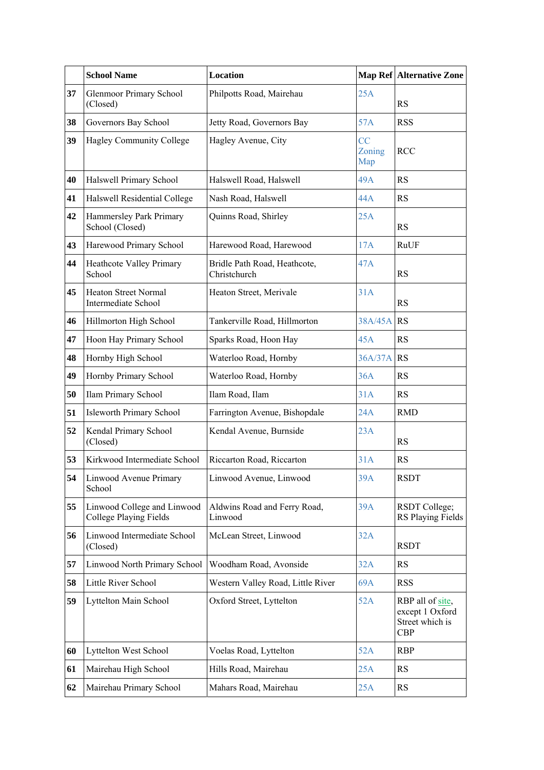| | School Name | Location | Map Ref | Alternative Zone |
|---|---|---|---|---|
| 37 | Glenmoor Primary School (Closed) | Philpotts Road, Mairehau | 25A | RS |
| 38 | Governors Bay School | Jetty Road, Governors Bay | 57A | RSS |
| 39 | Hagley Community College | Hagley Avenue, City | CC Zoning Map | RCC |
| 40 | Halswell Primary School | Halswell Road, Halswell | 49A | RS |
| 41 | Halswell Residential College | Nash Road, Halswell | 44A | RS |
| 42 | Hammersley Park Primary School (Closed) | Quinns Road, Shirley | 25A | RS |
| 43 | Harewood Primary School | Harewood Road, Harewood | 17A | RuUF |
| 44 | Heathcote Valley Primary School | Bridle Path Road, Heathcote, Christchurch | 47A | RS |
| 45 | Heaton Street Normal Intermediate School | Heaton Street, Merivale | 31A | RS |
| 46 | Hillmorton High School | Tankerville Road, Hillmorton | 38A/45A | RS |
| 47 | Hoon Hay Primary School | Sparks Road, Hoon Hay | 45A | RS |
| 48 | Hornby High School | Waterloo Road, Hornby | 36A/37A | RS |
| 49 | Hornby Primary School | Waterloo Road, Hornby | 36A | RS |
| 50 | Ilam Primary School | Ilam Road, Ilam | 31A | RS |
| 51 | Isleworth Primary School | Farrington Avenue, Bishopdale | 24A | RMD |
| 52 | Kendal Primary School (Closed) | Kendal Avenue, Burnside | 23A | RS |
| 53 | Kirkwood Intermediate School | Riccarton Road, Riccarton | 31A | RS |
| 54 | Linwood Avenue Primary School | Linwood Avenue, Linwood | 39A | RSDT |
| 55 | Linwood College and Linwood College Playing Fields | Aldwins Road and Ferry Road, Linwood | 39A | RSDT College; RS Playing Fields |
| 56 | Linwood Intermediate School (Closed) | McLean Street, Linwood | 32A | RSDT |
| 57 | Linwood North Primary School | Woodham Road, Avonside | 32A | RS |
| 58 | Little River School | Western Valley Road, Little River | 69A | RSS |
| 59 | Lyttelton Main School | Oxford Street, Lyttelton | 52A | RBP all of site, except 1 Oxford Street which is CBP |
| 60 | Lyttelton West School | Voelas Road, Lyttelton | 52A | RBP |
| 61 | Mairehau High School | Hills Road, Mairehau | 25A | RS |
| 62 | Mairehau Primary School | Mahars Road, Mairehau | 25A | RS |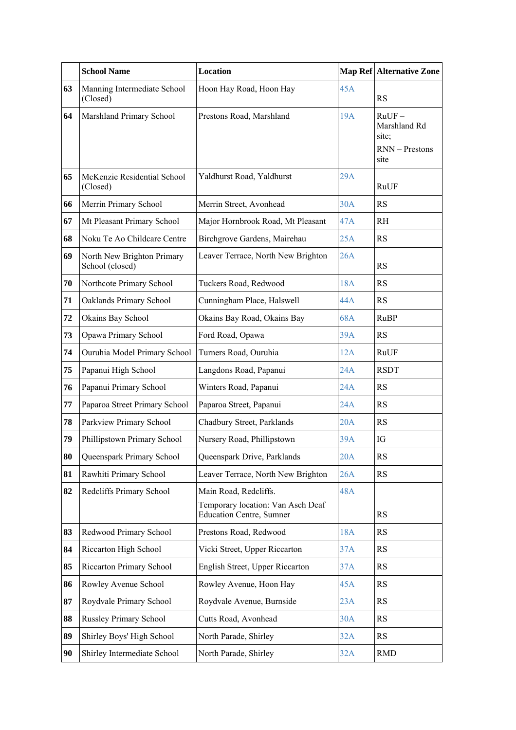| | School Name | Location | Map Ref | Alternative Zone |
|---|---|---|---|---|
| 63 | Manning Intermediate School (Closed) | Hoon Hay Road, Hoon Hay | 45A | RS |
| 64 | Marshland Primary School | Prestons Road, Marshland | 19A | RuUF – Marshland Rd site; RNN – Prestons site |
| 65 | McKenzie Residential School (Closed) | Yaldhurst Road, Yaldhurst | 29A | RuUF |
| 66 | Merrin Primary School | Merrin Street, Avonhead | 30A | RS |
| 67 | Mt Pleasant Primary School | Major Hornbrook Road, Mt Pleasant | 47A | RH |
| 68 | Noku Te Ao Childcare Centre | Birchgrove Gardens, Mairehau | 25A | RS |
| 69 | North New Brighton Primary School (closed) | Leaver Terrace, North New Brighton | 26A | RS |
| 70 | Northcote Primary School | Tuckers Road, Redwood | 18A | RS |
| 71 | Oaklands Primary School | Cunningham Place, Halswell | 44A | RS |
| 72 | Okains Bay School | Okains Bay Road, Okains Bay | 68A | RuBP |
| 73 | Opawa Primary School | Ford Road, Opawa | 39A | RS |
| 74 | Ouruhia Model Primary School | Turners Road, Ouruhia | 12A | RuUF |
| 75 | Papanui High School | Langdons Road, Papanui | 24A | RSDT |
| 76 | Papanui Primary School | Winters Road, Papanui | 24A | RS |
| 77 | Paparoa Street Primary School | Paparoa Street, Papanui | 24A | RS |
| 78 | Parkview Primary School | Chadbury Street, Parklands | 20A | RS |
| 79 | Phillipstown Primary School | Nursery Road, Phillipstown | 39A | IG |
| 80 | Queenspark Primary School | Queenspark Drive, Parklands | 20A | RS |
| 81 | Rawhiti Primary School | Leaver Terrace, North New Brighton | 26A | RS |
| 82 | Redcliffs Primary School | Main Road, Redcliffs. Temporary location: Van Asch Deaf Education Centre, Sumner | 48A | RS |
| 83 | Redwood Primary School | Prestons Road, Redwood | 18A | RS |
| 84 | Riccarton High School | Vicki Street, Upper Riccarton | 37A | RS |
| 85 | Riccarton Primary School | English Street, Upper Riccarton | 37A | RS |
| 86 | Rowley Avenue School | Rowley Avenue, Hoon Hay | 45A | RS |
| 87 | Roydvale Primary School | Roydvale Avenue, Burnside | 23A | RS |
| 88 | Russley Primary School | Cutts Road, Avonhead | 30A | RS |
| 89 | Shirley Boys' High School | North Parade, Shirley | 32A | RS |
| 90 | Shirley Intermediate School | North Parade, Shirley | 32A | RMD |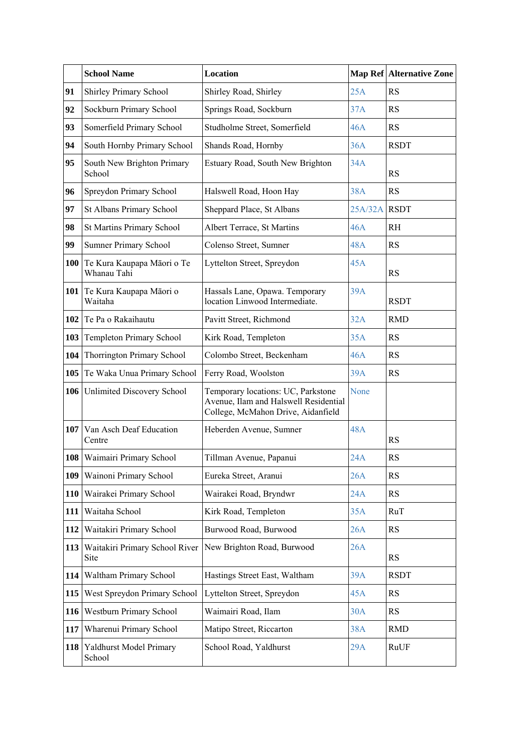| | School Name | Location | Map Ref | Alternative Zone |
|---|---|---|---|---|
| 91 | Shirley Primary School | Shirley Road, Shirley | 25A | RS |
| 92 | Sockburn Primary School | Springs Road, Sockburn | 37A | RS |
| 93 | Somerfield Primary School | Studholme Street, Somerfield | 46A | RS |
| 94 | South Hornby Primary School | Shands Road, Hornby | 36A | RSDT |
| 95 | South New Brighton Primary School | Estuary Road, South New Brighton | 34A | RS |
| 96 | Spreydon Primary School | Halswell Road, Hoon Hay | 38A | RS |
| 97 | St Albans Primary School | Sheppard Place, St Albans | 25A/32A | RSDT |
| 98 | St Martins Primary School | Albert Terrace, St Martins | 46A | RH |
| 99 | Sumner Primary School | Colenso Street, Sumner | 48A | RS |
| 100 | Te Kura Kaupapa Māori o Te Whanau Tahi | Lyttelton Street, Spreydon | 45A | RS |
| 101 | Te Kura Kaupapa Māori o Waitaha | Hassals Lane, Opawa. Temporary location Linwood Intermediate. | 39A | RSDT |
| 102 | Te Pa o Rakaihautu | Pavitt Street, Richmond | 32A | RMD |
| 103 | Templeton Primary School | Kirk Road, Templeton | 35A | RS |
| 104 | Thorrington Primary School | Colombo Street, Beckenham | 46A | RS |
| 105 | Te Waka Unua Primary School | Ferry Road, Woolston | 39A | RS |
| 106 | Unlimited Discovery School | Temporary locations: UC, Parkstone Avenue, Ilam and Halswell Residential College, McMahon Drive, Aidanfield | None | |
| 107 | Van Asch Deaf Education Centre | Heberden Avenue, Sumner | 48A | RS |
| 108 | Waimairi Primary School | Tillman Avenue, Papanui | 24A | RS |
| 109 | Wainoni Primary School | Eureka Street, Aranui | 26A | RS |
| 110 | Wairakei Primary School | Wairakei Road, Bryndwr | 24A | RS |
| 111 | Waitaha School | Kirk Road, Templeton | 35A | RuT |
| 112 | Waitakiri Primary School | Burwood Road, Burwood | 26A | RS |
| 113 | Waitakiri Primary School River Site | New Brighton Road, Burwood | 26A | RS |
| 114 | Waltham Primary School | Hastings Street East, Waltham | 39A | RSDT |
| 115 | West Spreydon Primary School | Lyttelton Street, Spreydon | 45A | RS |
| 116 | Westburn Primary School | Waimairi Road, Ilam | 30A | RS |
| 117 | Wharenui Primary School | Matipo Street, Riccarton | 38A | RMD |
| 118 | Yaldhurst Model Primary School | School Road, Yaldhurst | 29A | RuUF |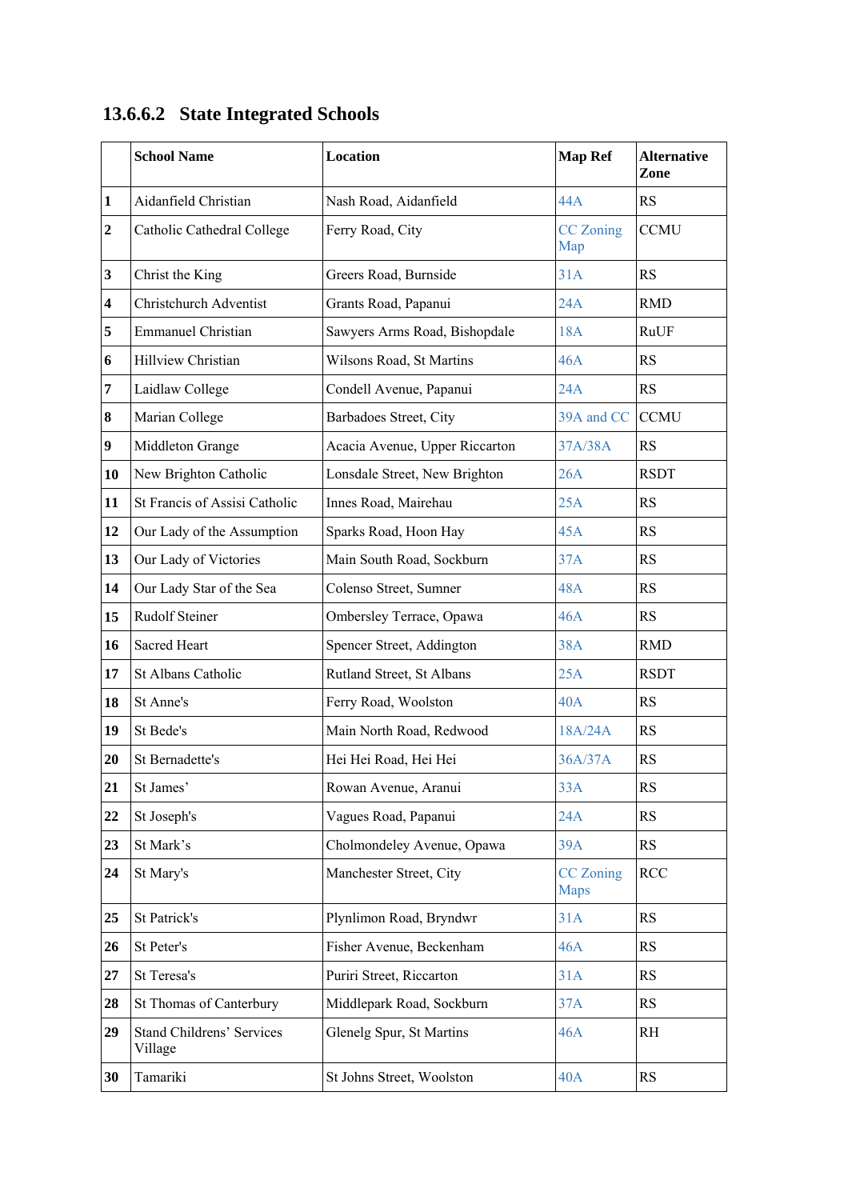## 13.6.6.2 State Integrated Schools

| | School Name | Location | Map Ref | Alternative Zone |
|---|---|---|---|---|
| **1** | Aidanfield Christian | Nash Road, Aidanfield | 44A | RS |
| **2** | Catholic Cathedral College | Ferry Road, City | CC Zoning Map | CCMU |
| **3** | Christ the King | Greers Road, Burnside | 31A | RS |
| **4** | Christchurch Adventist | Grants Road, Papanui | 24A | RMD |
| **5** | Emmanuel Christian | Sawyers Arms Road, Bishopdale | 18A | RuUF |
| **6** | Hillview Christian | Wilsons Road, St Martins | 46A | RS |
| **7** | Laidlaw College | Condell Avenue, Papanui | 24A | RS |
| **8** | Marian College | Barbadoes Street, City | 39A and CC | CCMU |
| **9** | Middleton Grange | Acacia Avenue, Upper Riccarton | 37A/38A | RS |
| **10** | New Brighton Catholic | Lonsdale Street, New Brighton | 26A | RSDT |
| **11** | St Francis of Assisi Catholic | Innes Road, Mairehau | 25A | RS |
| **12** | Our Lady of the Assumption | Sparks Road, Hoon Hay | 45A | RS |
| **13** | Our Lady of Victories | Main South Road, Sockburn | 37A | RS |
| **14** | Our Lady Star of the Sea | Colenso Street, Sumner | 48A | RS |
| **15** | Rudolf Steiner | Ombersley Terrace, Opawa | 46A | RS |
| **16** | Sacred Heart | Spencer Street, Addington | 38A | RMD |
| **17** | St Albans Catholic | Rutland Street, St Albans | 25A | RSDT |
| **18** | St Anne's | Ferry Road, Woolston | 40A | RS |
| **19** | St Bede's | Main North Road, Redwood | 18A/24A | RS |
| **20** | St Bernadette's | Hei Hei Road, Hei Hei | 36A/37A | RS |
| **21** | St James' | Rowan Avenue, Aranui | 33A | RS |
| **22** | St Joseph's | Vagues Road, Papanui | 24A | RS |
| **23** | St Mark's | Cholmondeley Avenue, Opawa | 39A | RS |
| **24** | St Mary's | Manchester Street, City | CC Zoning Maps | RCC |
| **25** | St Patrick's | Plynlimon Road, Bryndwr | 31A | RS |
| **26** | St Peter's | Fisher Avenue, Beckenham | 46A | RS |
| **27** | St Teresa's | Puriri Street, Riccarton | 31A | RS |
| **28** | St Thomas of Canterbury | Middlepark Road, Sockburn | 37A | RS |
| **29** | Stand Childrens' Services Village | Glenelg Spur, St Martins | 46A | RH |
| **30** | Tamariki | St Johns Street, Woolston | 40A | RS |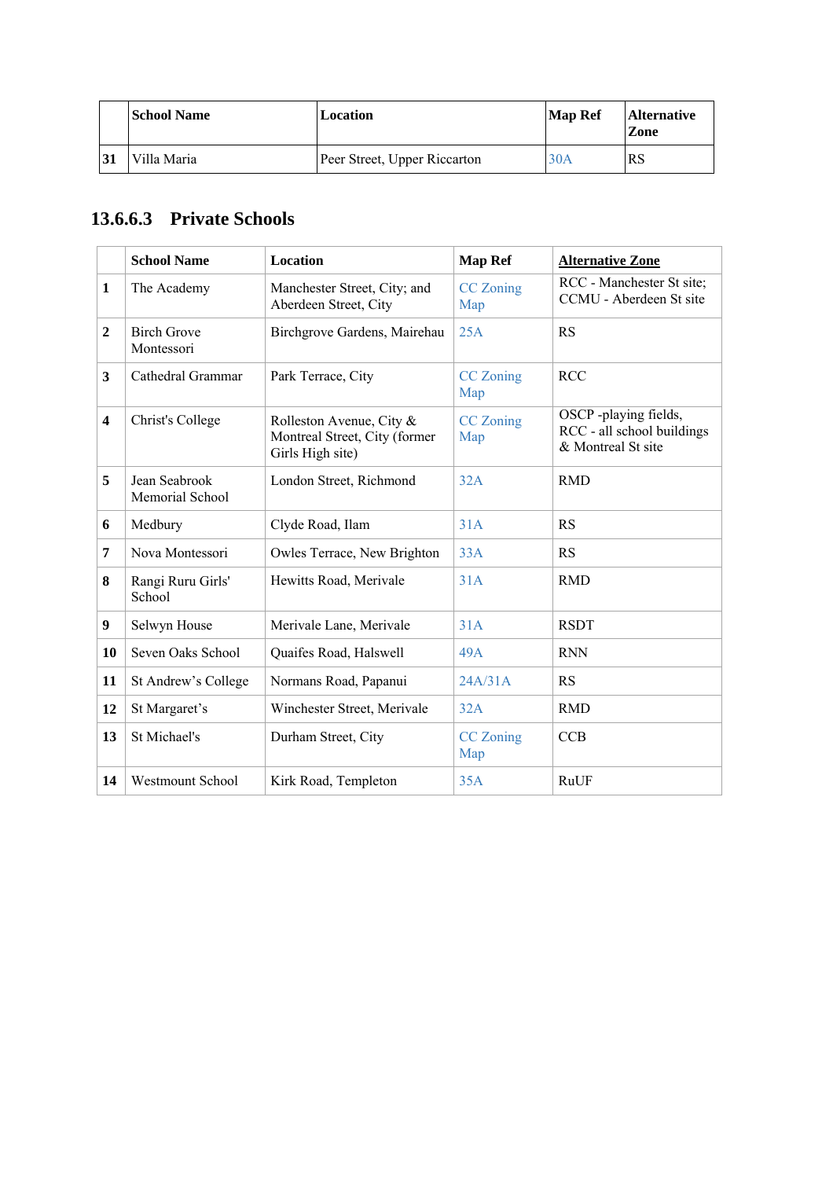| | School Name | Location | Map Ref | Alternative Zone |
|---|---|---|---|---|
| 31 | Villa Maria | Peer Street, Upper Riccarton | 30A | RS |

### 13.6.6.3 Private Schools

| | School Name | Location | Map Ref | Alternative Zone |
|---|---|---|---|---|
| 1 | The Academy | Manchester Street, City; and Aberdeen Street, City | CC Zoning Map | RCC - Manchester St site; CCMU - Aberdeen St site |
| 2 | Birch Grove Montessori | Birchgrove Gardens, Mairehau | 25A | RS |
| 3 | Cathedral Grammar | Park Terrace, City | CC Zoning Map | RCC |
| 4 | Christ's College | Rolleston Avenue, City & Montreal Street, City (former Girls High site) | CC Zoning Map | OSCP -playing fields, RCC - all school buildings & Montreal St site |
| 5 | Jean Seabrook Memorial School | London Street, Richmond | 32A | RMD |
| 6 | Medbury | Clyde Road, Ilam | 31A | RS |
| 7 | Nova Montessori | Owles Terrace, New Brighton | 33A | RS |
| 8 | Rangi Ruru Girls' School | Hewitts Road, Merivale | 31A | RMD |
| 9 | Selwyn House | Merivale Lane, Merivale | 31A | RSDT |
| 10 | Seven Oaks School | Quaifes Road, Halswell | 49A | RNN |
| 11 | St Andrew's College | Normans Road, Papanui | 24A/31A | RS |
| 12 | St Margaret's | Winchester Street, Merivale | 32A | RMD |
| 13 | St Michael's | Durham Street, City | CC Zoning Map | CCB |
| 14 | Westmount School | Kirk Road, Templeton | 35A | RuUF |